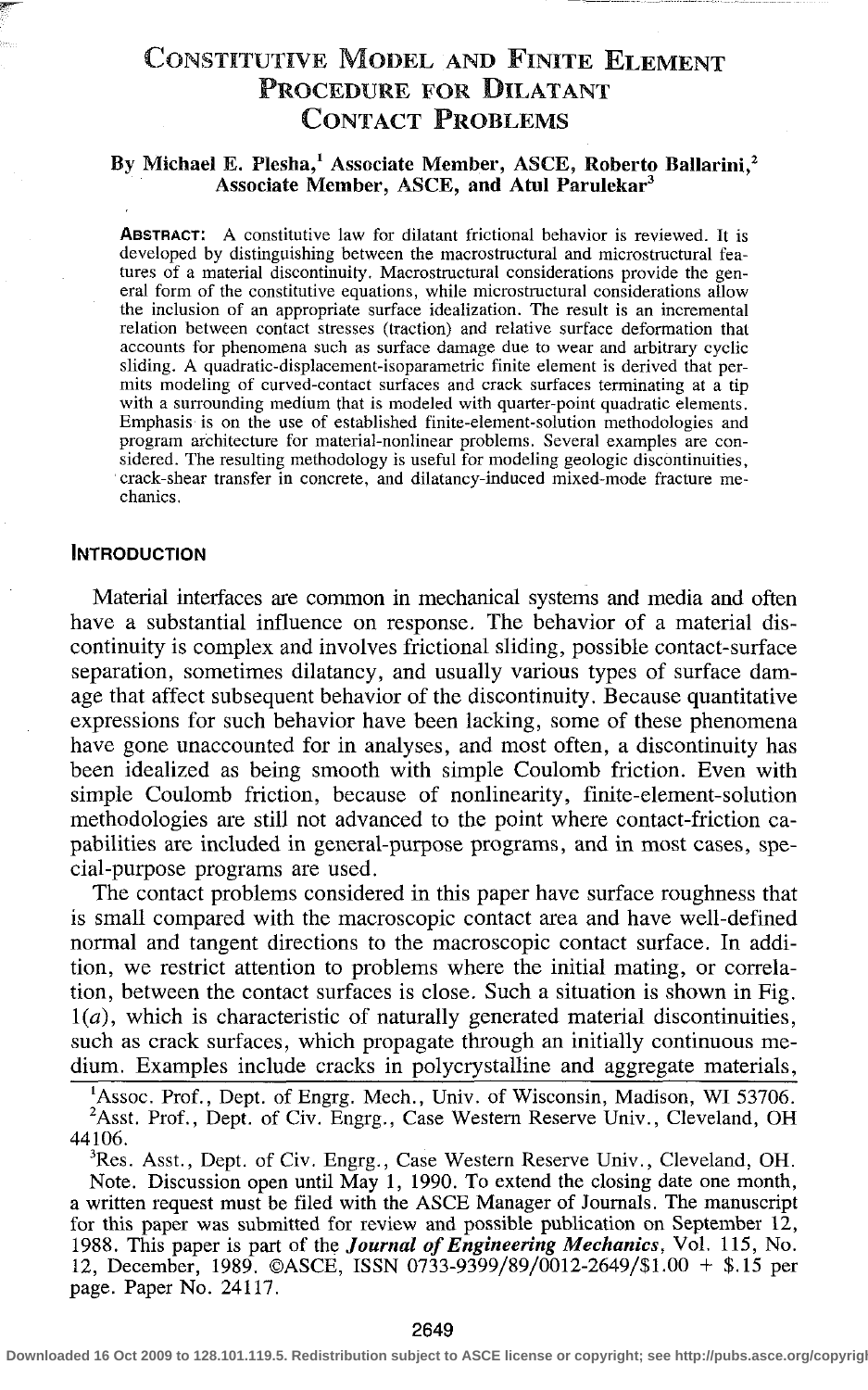# Constitutive Model and Finite Element Procedure for Dilatant Contact Problems

**By Michael E. Plesha,[1] Associate Member, ASCE, Roberto Ballarini,[2] Associate Member, ASCE, and Atul Parulekar[3]**

**Abstract:** A constitutive law for dilatant frictional behavior is reviewed. It is developed by distinguishing between the macrostructural and microstructural features of a material discontinuity. Macrostructural considerations provide the general form of the constitutive equations, while microstructural considerations allow the inclusion of an appropriate surface idealization. The result is an incremental relation between contact stresses (traction) and relative surface deformation that accounts for phenomena such as surface damage due to wear and arbitrary cyclic sliding. A quadratic-displacement-isoparametric finite element is derived that permits modeling of curved-contact surfaces and crack surfaces terminating at a tip with a surrounding medium that is modeled with quarter-point quadratic elements. Emphasis is on the use of established finite-element-solution methodologies and program architecture for material-nonlinear problems. Several examples are considered. The resulting methodology is useful for modeling geologic discontinuities, crack-shear transfer in concrete, and dilatancy-induced mixed-mode fracture mechanics.

## Introduction

Material interfaces are common in mechanical systems and media and often have a substantial influence on response. The behavior of a material discontinuity is complex and involves frictional sliding, possible contact-surface separation, sometimes dilatancy, and usually various types of surface damage that affect subsequent behavior of the discontinuity. Because quantitative expressions for such behavior have been lacking, some of these phenomena have gone unaccounted for in analyses, and most often, a discontinuity has been idealized as being smooth with simple Coulomb friction. Even with simple Coulomb friction, because of nonlinearity, finite-element-solution methodologies are still not advanced to the point where contact-friction capabilities are included in general-purpose programs, and in most cases, special-purpose programs are used.

The contact problems considered in this paper have surface roughness that is small compared with the macroscopic contact area and have well-defined normal and tangent directions to the macroscopic contact surface. In addition, we restrict attention to problems where the initial mating, or correlation, between the contact surfaces is close. Such a situation is shown in Fig. 1(*a*), which is characteristic of naturally generated material discontinuities, such as crack surfaces, which propagate through an initially continuous medium. Examples include cracks in polycrystalline and aggregate materials,

---

[1] Assoc. Prof., Dept. of Engrg. Mech., Univ. of Wisconsin, Madison, WI 53706.

[2] Asst. Prof., Dept. of Civ. Engrg., Case Western Reserve Univ., Cleveland, OH 44106.

[3] Res. Asst., Dept. of Civ. Engrg., Case Western Reserve Univ., Cleveland, OH.

Note. Discussion open until May 1, 1990. To extend the closing date one month, a written request must be filed with the ASCE Manager of Journals. The manuscript for this paper was submitted for review and possible publication on September 12, 1988. This paper is part of the *Journal of Engineering Mechanics*, Vol. 115, No. 12, December, 1989. ©ASCE, ISSN 0733-9399/89/0012-2649/$1.00 + $.15 per page. Paper No. 24117.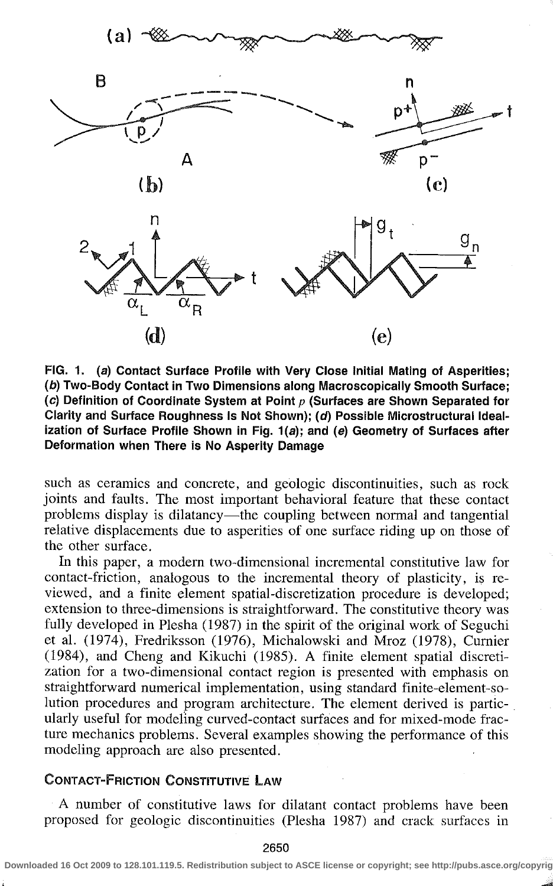FIG. 1. (*a*) Contact Surface Profile with Very Close Initial Mating of Asperities; (*b*) Two-Body Contact in Two Dimensions along Macroscopically Smooth Surface; (*c*) Definition of Coordinate System at Point $p$ (Surfaces are Shown Separated for Clarity and Surface Roughness Is Not Shown); (*d*) Possible Microstructural Idealization of Surface Profile Shown in Fig. 1(*a*); and (*e*) Geometry of Surfaces after Deformation when There is No Asperity Damage

such as ceramics and concrete, and geologic discontinuities, such as rock joints and faults. The most important behavioral feature that these contact problems display is dilatancy—the coupling between normal and tangential relative displacements due to asperities of one surface riding up on those of the other surface.

In this paper, a modern two-dimensional incremental constitutive law for contact-friction, analogous to the incremental theory of plasticity, is reviewed, and a finite element spatial-discretization procedure is developed; extension to three-dimensions is straightforward. The constitutive theory was fully developed in Plesha (1987) in the spirit of the original work of Seguchi et al. (1974), Fredriksson (1976), Michalowski and Mroz (1978), Curnier (1984), and Cheng and Kikuchi (1985). A finite element spatial discretization for a two-dimensional contact region is presented with emphasis on straightforward numerical implementation, using standard finite-element-solution procedures and program architecture. The element derived is particularly useful for modeling curved-contact surfaces and for mixed-mode fracture mechanics problems. Several examples showing the performance of this modeling approach are also presented.

## Contact-Friction Constitutive Law

A number of constitutive laws for dilatant contact problems have been proposed for geologic discontinuities (Plesha 1987) and crack surfaces in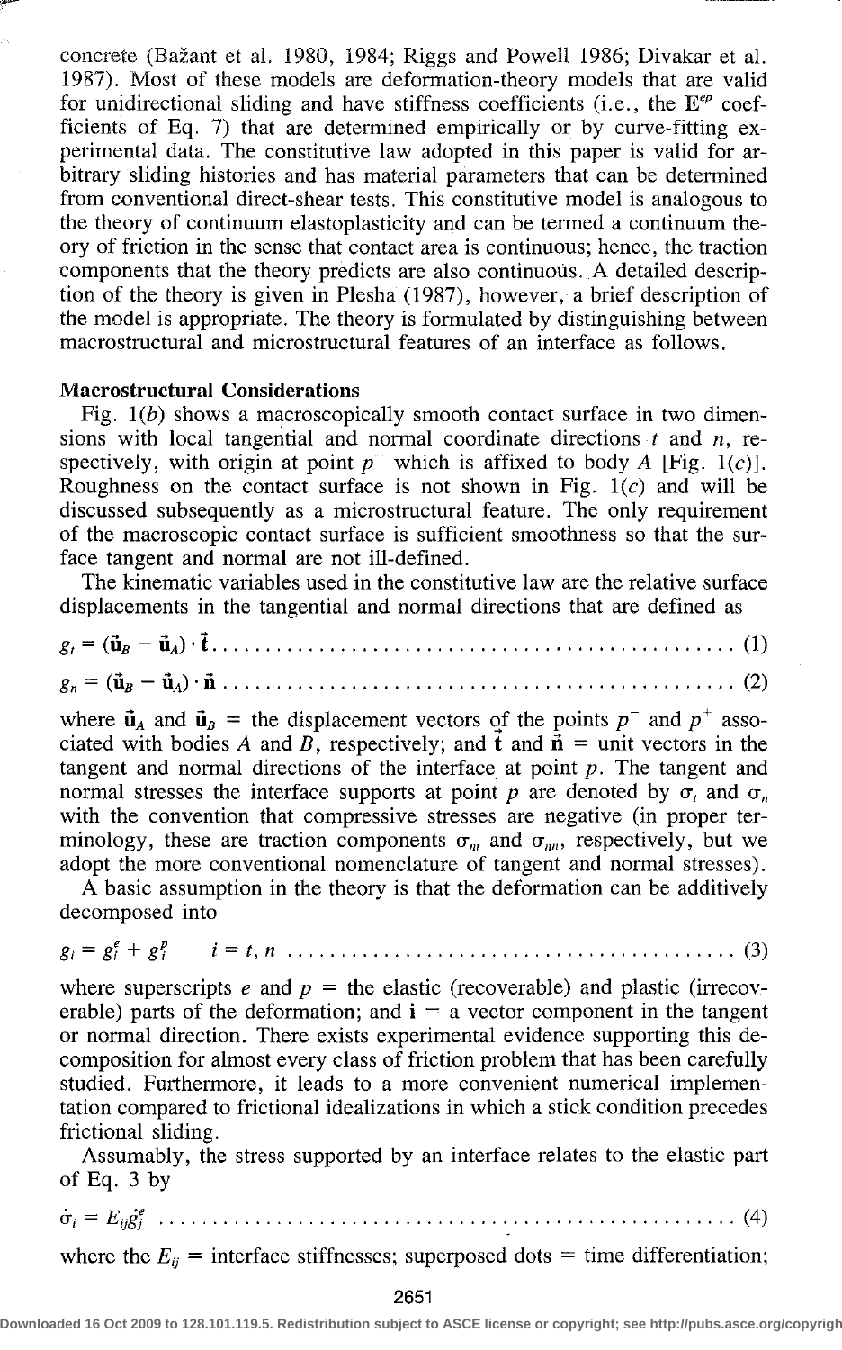concrete (Bažant et al. 1980, 1984; Riggs and Powell 1986; Divakar et al. 1987). Most of these models are deformation-theory models that are valid for unidirectional sliding and have stiffness coefficients (i.e., the $\mathbf{E}^{ep}$ coefficients of Eq. 7) that are determined empirically or by curve-fitting experimental data. The constitutive law adopted in this paper is valid for arbitrary sliding histories and has material parameters that can be determined from conventional direct-shear tests. This constitutive model is analogous to the theory of continuum elastoplasticity and can be termed a continuum theory of friction in the sense that contact area is continuous; hence, the traction components that the theory predicts are also continuous. A detailed description of the theory is given in Plesha (1987), however, a brief description of the model is appropriate. The theory is formulated by distinguishing between macrostructural and microstructural features of an interface as follows.

## Macrostructural Considerations

Fig. 1(*b*) shows a macroscopically smooth contact surface in two dimensions with local tangential and normal coordinate directions $t$ and $n$, respectively, with origin at point $p^-$ which is affixed to body $A$ [Fig. 1(*c*)]. Roughness on the contact surface is not shown in Fig. 1(*c*) and will be discussed subsequently as a microstructural feature. The only requirement of the macroscopic contact surface is sufficient smoothness so that the surface tangent and normal are not ill-defined.

The kinematic variables used in the constitutive law are the relative surface displacements in the tangential and normal directions that are defined as

$$g_t = (\vec{\mathbf{u}}_B - \vec{\mathbf{u}}_A) \cdot \vec{\mathbf{t}} \quad \text{(1)}$$

$$g_n = (\vec{\mathbf{u}}_B - \vec{\mathbf{u}}_A) \cdot \vec{\mathbf{n}} \quad \text{(2)}$$

where $\vec{\mathbf{u}}_A$ and $\vec{\mathbf{u}}_B$ = the displacement vectors of the points $p^-$ and $p^+$ associated with bodies $A$ and $B$, respectively; and $\vec{\mathbf{t}}$ and $\vec{\mathbf{n}}$ = unit vectors in the tangent and normal directions of the interface at point $p$. The tangent and normal stresses the interface supports at point $p$ are denoted by $\sigma_t$ and $\sigma_n$ with the convention that compressive stresses are negative (in proper terminology, these are traction components $\sigma_{nt}$ and $\sigma_{nn}$, respectively, but we adopt the more conventional nomenclature of tangent and normal stresses).

A basic assumption in the theory is that the deformation can be additively decomposed into

$$g_i = g_i^e + g_i^p \qquad i = t, n \quad \text{(3)}$$

where superscripts $e$ and $p$ = the elastic (recoverable) and plastic (irrecoverable) parts of the deformation; and $\mathbf{i}$ = a vector component in the tangent or normal direction. There exists experimental evidence supporting this decomposition for almost every class of friction problem that has been carefully studied. Furthermore, it leads to a more convenient numerical implementation compared to frictional idealizations in which a stick condition precedes frictional sliding.

Assumably, the stress supported by an interface relates to the elastic part of Eq. 3 by

$$\dot{\sigma}_i = E_{ij}\dot{g}_j^e \quad \text{(4)}$$

where the $E_{ij}$ = interface stiffnesses; superposed dots = time differentiation;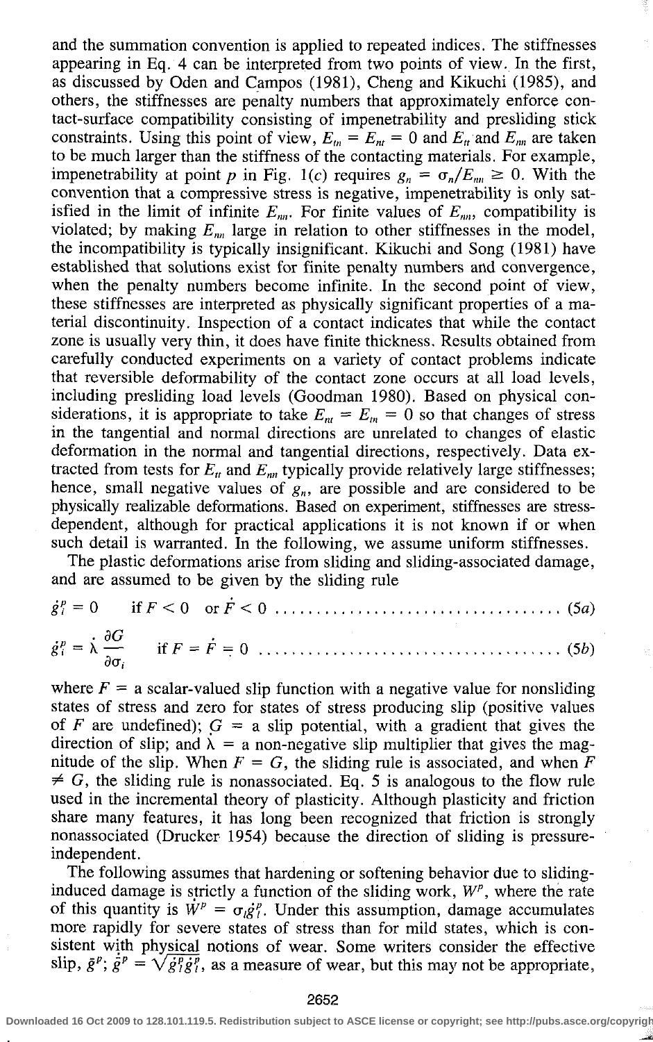and the summation convention is applied to repeated indices. The stiffnesses appearing in Eq. 4 can be interpreted from two points of view. In the first, as discussed by Oden and Campos (1981), Cheng and Kikuchi (1985), and others, the stiffnesses are penalty numbers that approximately enforce contact-surface compatibility consisting of impenetrability and presliding stick constraints. Using this point of view, $E_{tn} = E_{nt} = 0$ and $E_{tt}$ and $E_{nn}$ are taken to be much larger than the stiffness of the contacting materials. For example, impenetrability at point $p$ in Fig. 1(c) requires $g_n = \sigma_n/E_{nn} \geq 0$. With the convention that a compressive stress is negative, impenetrability is only satisfied in the limit of infinite $E_{nn}$. For finite values of $E_{nn}$, compatibility is violated; by making $E_{nn}$ large in relation to other stiffnesses in the model, the incompatibility is typically insignificant. Kikuchi and Song (1981) have established that solutions exist for finite penalty numbers and convergence, when the penalty numbers become infinite. In the second point of view, these stiffnesses are interpreted as physically significant properties of a material discontinuity. Inspection of a contact indicates that while the contact zone is usually very thin, it does have finite thickness. Results obtained from carefully conducted experiments on a variety of contact problems indicate that reversible deformability of the contact zone occurs at all load levels, including presliding load levels (Goodman 1980). Based on physical considerations, it is appropriate to take $E_{nt} = E_{tn} = 0$ so that changes of stress in the tangential and normal directions are unrelated to changes of elastic deformation in the normal and tangential directions, respectively. Data extracted from tests for $E_{tt}$ and $E_{nn}$ typically provide relatively large stiffnesses; hence, small negative values of $g_n$, are possible and are considered to be physically realizable deformations. Based on experiment, stiffnesses are stress-dependent, although for practical applications it is not known if or when such detail is warranted. In the following, we assume uniform stiffnesses.

The plastic deformations arise from sliding and sliding-associated damage, and are assumed to be given by the sliding rule

$$\dot{g}_i^p = 0 \qquad \text{if } F < 0 \quad \text{or } \dot{F} < 0 \qquad (5a)$$

$$\dot{g}_i^p = \dot{\lambda}\frac{\partial G}{\partial \sigma_i} \qquad \text{if } F = \dot{F} = 0 \qquad (5b)$$

where $F$ = a scalar-valued slip function with a negative value for nonsliding states of stress and zero for states of stress producing slip (positive values of $F$ are undefined); $G$ = a slip potential, with a gradient that gives the direction of slip; and $\dot{\lambda}$ = a non-negative slip multiplier that gives the magnitude of the slip. When $F = G$, the sliding rule is associated, and when $F \neq G$, the sliding rule is nonassociated. Eq. 5 is analogous to the flow rule used in the incremental theory of plasticity. Although plasticity and friction share many features, it has long been recognized that friction is strongly nonassociated (Drucker 1954) because the direction of sliding is pressure-independent.

The following assumes that hardening or softening behavior due to sliding-induced damage is strictly a function of the sliding work, $W^p$, where the rate of this quantity is $\dot{W}^p = \sigma_i \dot{g}_i^p$. Under this assumption, damage accumulates more rapidly for severe states of stress than for mild states, which is consistent with physical notions of wear. Some writers consider the effective slip, $\bar{g}^p$; $\dot{\bar{g}}^p = \sqrt{\dot{g}_i^p \dot{g}_i^p}$, as a measure of wear, but this may not be appropriate,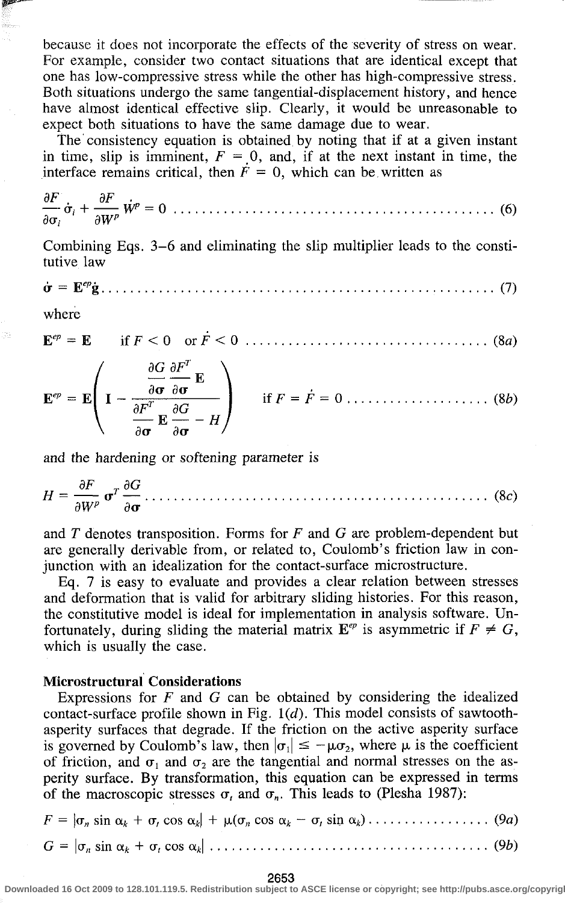because it does not incorporate the effects of the severity of stress on wear. For example, consider two contact situations that are identical except that one has low-compressive stress while the other has high-compressive stress. Both situations undergo the same tangential-displacement history, and hence have almost identical effective slip. Clearly, it would be unreasonable to expect both situations to have the same damage due to wear.

The consistency equation is obtained by noting that if at a given instant in time, slip is imminent, $F = 0$, and, if at the next instant in time, the interface remains critical, then $\dot{F} = 0$, which can be written as

$$\frac{\partial F}{\partial \sigma_i} \dot{\sigma}_i + \frac{\partial F}{\partial W^p} \dot{W}^p = 0 \quad (6)$$

Combining Eqs. 3–6 and eliminating the slip multiplier leads to the constitutive law

$$\dot{\boldsymbol{\sigma}} = \mathbf{E}^{ep} \dot{\mathbf{g}} \quad (7)$$

where

$$\mathbf{E}^{ep} = \mathbf{E} \qquad \text{if } F < 0 \quad \text{or } \dot{F} < 0 \quad (8a)$$

$$\mathbf{E}^{ep} = \mathbf{E}\left( \mathbf{I} - \frac{\dfrac{\partial G}{\partial \boldsymbol{\sigma}} \dfrac{\partial F^T}{\partial \boldsymbol{\sigma}} \mathbf{E}}{\dfrac{\partial F^T}{\partial \boldsymbol{\sigma}} \mathbf{E} \dfrac{\partial G}{\partial \boldsymbol{\sigma}} - H} \right) \qquad \text{if } F = \dot{F} = 0 \quad (8b)$$

and the hardening or softening parameter is

$$H = \frac{\partial F}{\partial W^p} \boldsymbol{\sigma}^T \frac{\partial G}{\partial \boldsymbol{\sigma}} \quad (8c)$$

and $T$ denotes transposition. Forms for $F$ and $G$ are problem-dependent but are generally derivable from, or related to, Coulomb's friction law in conjunction with an idealization for the contact-surface microstructure.

Eq. 7 is easy to evaluate and provides a clear relation between stresses and deformation that is valid for arbitrary sliding histories. For this reason, the constitutive model is ideal for implementation in analysis software. Unfortunately, during sliding the material matrix $\mathbf{E}^{ep}$ is asymmetric if $F \neq G$, which is usually the case.

## Microstructural Considerations

Expressions for $F$ and $G$ can be obtained by considering the idealized contact-surface profile shown in Fig. 1($d$). This model consists of sawtooth-asperity surfaces that degrade. If the friction on the active asperity surface is governed by Coulomb's law, then $|\sigma_1| \leq -\mu\sigma_2$, where $\mu$ is the coefficient of friction, and $\sigma_1$ and $\sigma_2$ are the tangential and normal stresses on the asperity surface. By transformation, this equation can be expressed in terms of the macroscopic stresses $\sigma_t$ and $\sigma_n$. This leads to (Plesha 1987):

$$F = |\sigma_n \sin \alpha_k + \sigma_t \cos \alpha_k| + \mu(\sigma_n \cos \alpha_k - \sigma_t \sin \alpha_k) \quad (9a)$$

$$G = |\sigma_n \sin \alpha_k + \sigma_t \cos \alpha_k| \quad (9b)$$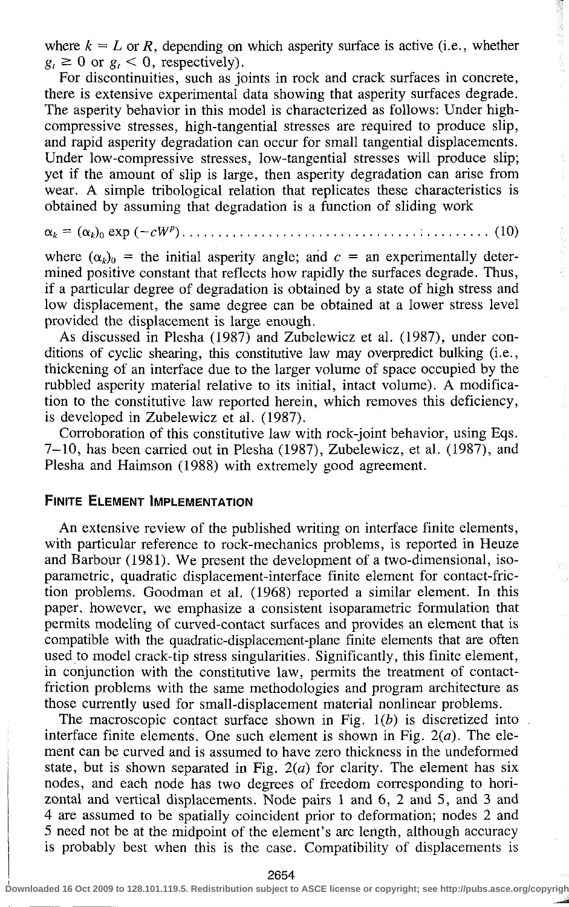where $k = L$ or $R$, depending on which asperity surface is active (i.e., whether $g_t \geq 0$ or $g_t < 0$, respectively).

For discontinuities, such as joints in rock and crack surfaces in concrete, there is extensive experimental data showing that asperity surfaces degrade. The asperity behavior in this model is characterized as follows: Under high-compressive stresses, high-tangential stresses are required to produce slip, and rapid asperity degradation can occur for small tangential displacements. Under low-compressive stresses, low-tangential stresses will produce slip; yet if the amount of slip is large, then asperity degradation can arise from wear. A simple tribological relation that replicates these characteristics is obtained by assuming that degradation is a function of sliding work

$$\alpha_k = (\alpha_k)_0 \exp(-cW^p) \quad (10)$$

where $(\alpha_k)_0$ = the initial asperity angle; and $c$ = an experimentally determined positive constant that reflects how rapidly the surfaces degrade. Thus, if a particular degree of degradation is obtained by a state of high stress and low displacement, the same degree can be obtained at a lower stress level provided the displacement is large enough.

As discussed in Plesha (1987) and Zubelewicz et al. (1987), under conditions of cyclic shearing, this constitutive law may overpredict bulking (i.e., thickening of an interface due to the larger volume of space occupied by the rubbled asperity material relative to its initial, intact volume). A modification to the constitutive law reported herein, which removes this deficiency, is developed in Zubelewicz et al. (1987).

Corroboration of this constitutive law with rock-joint behavior, using Eqs. 7–10, has been carried out in Plesha (1987), Zubelewicz, et al. (1987), and Plesha and Haimson (1988) with extremely good agreement.

## Finite Element Implementation

An extensive review of the published writing on interface finite elements, with particular reference to rock-mechanics problems, is reported in Heuze and Barbour (1981). We present the development of a two-dimensional, isoparametric, quadratic displacement-interface finite element for contact-friction problems. Goodman et al. (1968) reported a similar element. In this paper, however, we emphasize a consistent isoparametric formulation that permits modeling of curved-contact surfaces and provides an element that is compatible with the quadratic-displacement-plane finite elements that are often used to model crack-tip stress singularities. Significantly, this finite element, in conjunction with the constitutive law, permits the treatment of contact-friction problems with the same methodologies and program architecture as those currently used for small-displacement material nonlinear problems.

The macroscopic contact surface shown in Fig. 1(*b*) is discretized into interface finite elements. One such element is shown in Fig. 2(*a*). The element can be curved and is assumed to have zero thickness in the undeformed state, but is shown separated in Fig. 2(*a*) for clarity. The element has six nodes, and each node has two degrees of freedom corresponding to horizontal and vertical displacements. Node pairs 1 and 6, 2 and 5, and 3 and 4 are assumed to be spatially coincident prior to deformation; nodes 2 and 5 need not be at the midpoint of the element's arc length, although accuracy is probably best when this is the case. Compatibility of displacements is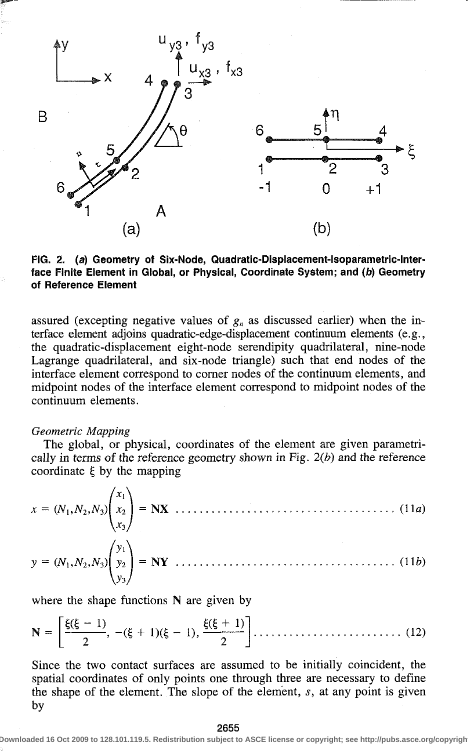FIG. 2. (*a*) Geometry of Six-Node, Quadratic-Displacement-Isoparametric-Interface Finite Element in Global, or Physical, Coordinate System; and (*b*) Geometry of Reference Element

assured (excepting negative values of $g_n$ as discussed earlier) when the interface element adjoins quadratic-edge-displacement continuum elements (e.g., the quadratic-displacement eight-node serendipity quadrilateral, nine-node Lagrange quadrilateral, and six-node triangle) such that end nodes of the interface element correspond to corner nodes of the continuum elements, and midpoint nodes of the interface element correspond to midpoint nodes of the continuum elements.

*Geometric Mapping*

The global, or physical, coordinates of the element are given parametrically in terms of the reference geometry shown in Fig. 2(*b*) and the reference coordinate $\xi$ by the mapping

$$x = (N_1, N_2, N_3)\begin{pmatrix} x_1 \\ x_2 \\ x_3 \end{pmatrix} = \mathbf{NX} \quad (11a)$$

$$y = (N_1, N_2, N_3)\begin{pmatrix} y_1 \\ y_2 \\ y_3 \end{pmatrix} = \mathbf{NY} \quad (11b)$$

where the shape functions $\mathbf{N}$ are given by

$$\mathbf{N} = \left[\frac{\xi(\xi - 1)}{2}, -(\xi + 1)(\xi - 1), \frac{\xi(\xi + 1)}{2}\right] \quad (12)$$

Since the two contact surfaces are assumed to be initially coincident, the spatial coordinates of only points one through three are necessary to define the shape of the element. The slope of the element, $s$, at any point is given by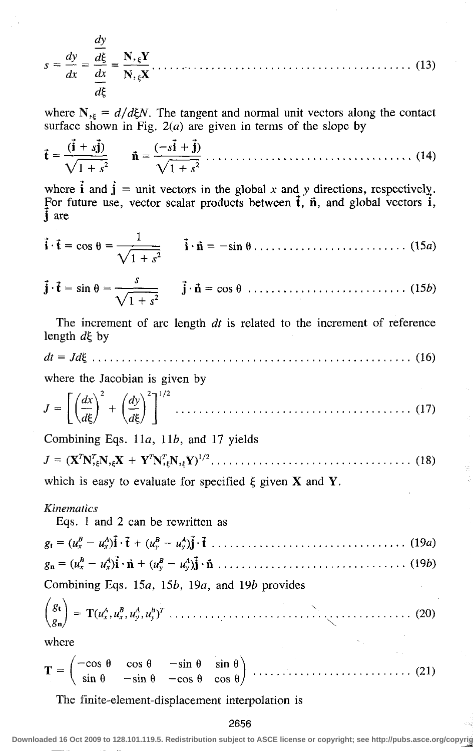$$s = \frac{dy}{dx} = \frac{\dfrac{dy}{d\xi}}{\dfrac{dx}{d\xi}} = \frac{\mathbf{N}_{,\xi}\mathbf{Y}}{\mathbf{N}_{,\xi}\mathbf{X}} \quad (13)$$

where $\mathbf{N}_{,\xi} = d/d\xi N$. The tangent and normal unit vectors along the contact surface shown in Fig. 2(*a*) are given in terms of the slope by

$$\vec{\mathbf{t}} = \frac{(\vec{\mathbf{i}} + s\vec{\mathbf{j}})}{\sqrt{1 + s^2}} \qquad \vec{\mathbf{n}} = \frac{(-s\vec{\mathbf{i}} + \vec{\mathbf{j}})}{\sqrt{1 + s^2}} \quad (14)$$

where $\vec{\mathbf{i}}$ and $\vec{\mathbf{j}}$ = unit vectors in the global $x$ and $y$ directions, respectively. For future use, vector scalar products between $\vec{\mathbf{t}}$, $\vec{\mathbf{n}}$, and global vectors $\vec{\mathbf{i}}$, $\vec{\mathbf{j}}$ are

$$\vec{\mathbf{i}} \cdot \vec{\mathbf{t}} = \cos\theta = \frac{1}{\sqrt{1 + s^2}} \qquad \vec{\mathbf{i}} \cdot \vec{\mathbf{n}} = -\sin\theta \quad (15a)$$

$$\vec{\mathbf{j}} \cdot \vec{\mathbf{t}} = \sin\theta = \frac{s}{\sqrt{1 + s^2}} \qquad \vec{\mathbf{j}} \cdot \vec{\mathbf{n}} = \cos\theta \quad (15b)$$

The increment of arc length $dt$ is related to the increment of reference length $d\xi$ by

$$dt = J d\xi \quad (16)$$

where the Jacobian is given by

$$J = \left[\left(\frac{dx}{d\xi}\right)^2 + \left(\frac{dy}{d\xi}\right)^2\right]^{1/2} \quad (17)$$

Combining Eqs. 11*a*, 11*b*, and 17 yields

$$J = (\mathbf{X}^T\mathbf{N}_{,\xi}^T\mathbf{N}_{,\xi}\mathbf{X} + \mathbf{Y}^T\mathbf{N}_{,\xi}^T\mathbf{N}_{,\xi}\mathbf{Y})^{1/2} \quad (18)$$

which is easy to evaluate for specified $\xi$ given $\mathbf{X}$ and $\mathbf{Y}$.

*Kinematics*

Eqs. 1 and 2 can be rewritten as

$$g_t = (u_x^B - u_x^A)\vec{\mathbf{i}} \cdot \vec{\mathbf{t}} + (u_y^B - u_y^A)\vec{\mathbf{j}} \cdot \vec{\mathbf{t}} \quad (19a)$$

$$g_n = (u_x^B - u_x^A)\vec{\mathbf{i}} \cdot \vec{\mathbf{n}} + (u_y^B - u_y^A)\vec{\mathbf{j}} \cdot \vec{\mathbf{n}} \quad (19b)$$

Combining Eqs. 15*a*, 15*b*, 19*a*, and 19*b* provides

$$\begin{pmatrix} g_t \\ g_n \end{pmatrix} = \mathbf{T}(u_x^A, u_x^B, u_y^A, u_y^B)^T \quad (20)$$

where

$$\mathbf{T} = \begin{pmatrix} -\cos\theta & \cos\theta & -\sin\theta & \sin\theta \\ \sin\theta & -\sin\theta & -\cos\theta & \cos\theta \end{pmatrix} \quad (21)$$

The finite-element-displacement interpolation is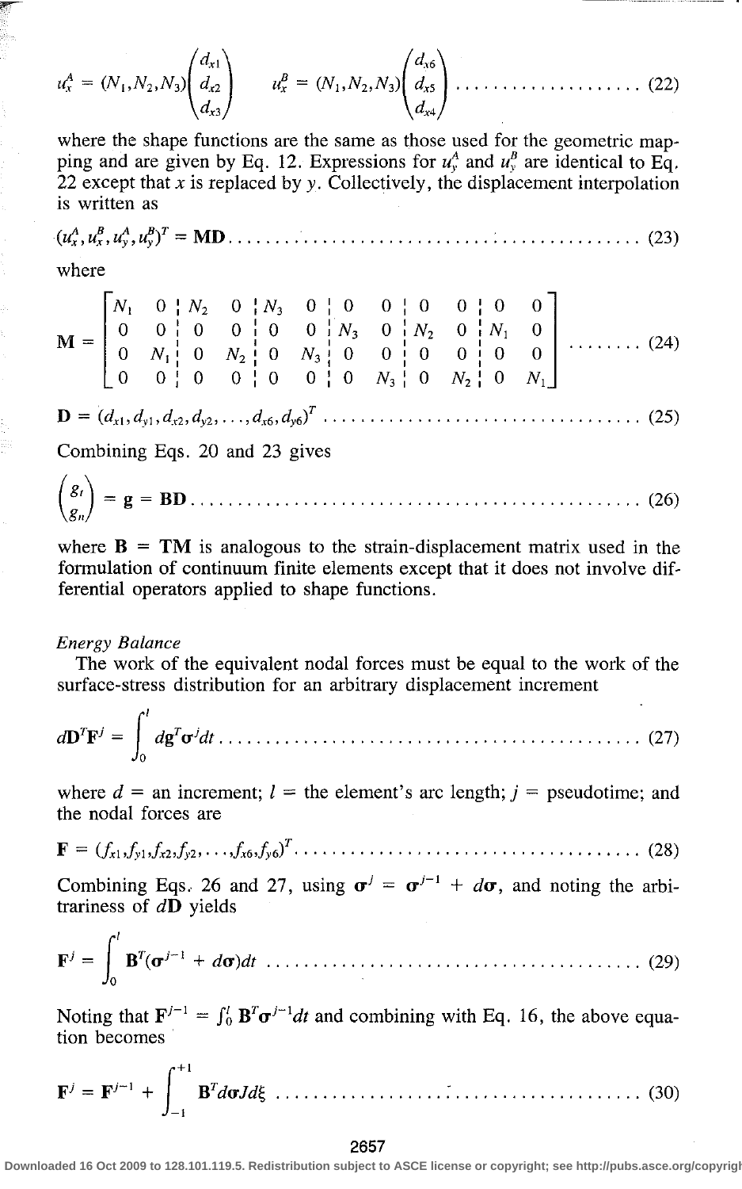$$u_x^A = (N_1, N_2, N_3)\begin{pmatrix} d_{x1} \\ d_{x2} \\ d_{x3} \end{pmatrix} \qquad u_x^B = (N_1, N_2, N_3)\begin{pmatrix} d_{x6} \\ d_{x5} \\ d_{x4} \end{pmatrix} \qquad (22)$$

where the shape functions are the same as those used for the geometric mapping and are given by Eq. 12. Expressions for $u_y^A$ and $u_y^B$ are identical to Eq. 22 except that $x$ is replaced by $y$. Collectively, the displacement interpolation is written as

$$(u_x^A, u_x^B, u_y^A, u_y^B)^T = \mathbf{MD} \qquad (23)$$

where

$$\mathbf{M} = \left[\begin{array}{cc|cc|cc|cc|cc|cc} N_1 & 0 & N_2 & 0 & N_3 & 0 & 0 & 0 & 0 & 0 & 0 & 0 \\ 0 & 0 & 0 & 0 & 0 & 0 & N_3 & 0 & N_2 & 0 & N_1 & 0 \\ 0 & N_1 & 0 & N_2 & 0 & N_3 & 0 & 0 & 0 & 0 & 0 & 0 \\ 0 & 0 & 0 & 0 & 0 & 0 & 0 & N_3 & 0 & N_2 & 0 & N_1 \end{array}\right] \qquad (24)$$

$$\mathbf{D} = (d_{x1}, d_{y1}, d_{x2}, d_{y2}, \ldots, d_{x6}, d_{y6})^T \qquad (25)$$

Combining Eqs. 20 and 23 gives

$$\begin{pmatrix} g_t \\ g_n \end{pmatrix} = \mathbf{g} = \mathbf{BD} \qquad (26)$$

where $\mathbf{B} = \mathbf{TM}$ is analogous to the strain-displacement matrix used in the formulation of continuum finite elements except that it does not involve differential operators applied to shape functions.

*Energy Balance*

The work of the equivalent nodal forces must be equal to the work of the surface-stress distribution for an arbitrary displacement increment

$$d\mathbf{D}^T\mathbf{F}^j = \int_0^l d\mathbf{g}^T\boldsymbol{\sigma}^j dt \qquad (27)$$

where $d$ = an increment; $l$ = the element's arc length; $j$ = pseudotime; and the nodal forces are

$$\mathbf{F} = (f_{x1}, f_{y1}, f_{x2}, f_{y2}, \ldots, f_{x6}, f_{y6})^T \qquad (28)$$

Combining Eqs. 26 and 27, using $\boldsymbol{\sigma}^j = \boldsymbol{\sigma}^{j-1} + d\boldsymbol{\sigma}$, and noting the arbitrariness of $d\mathbf{D}$ yields

$$\mathbf{F}^j = \int_0^l \mathbf{B}^T(\boldsymbol{\sigma}^{j-1} + d\boldsymbol{\sigma})dt \qquad (29)$$

Noting that $\mathbf{F}^{j-1} = \int_0^l \mathbf{B}^T\boldsymbol{\sigma}^{j-1}dt$ and combining with Eq. 16, the above equation becomes

$$\mathbf{F}^j = \mathbf{F}^{j-1} + \int_{-1}^{+1} \mathbf{B}^T d\boldsymbol{\sigma} J d\xi \qquad (30)$$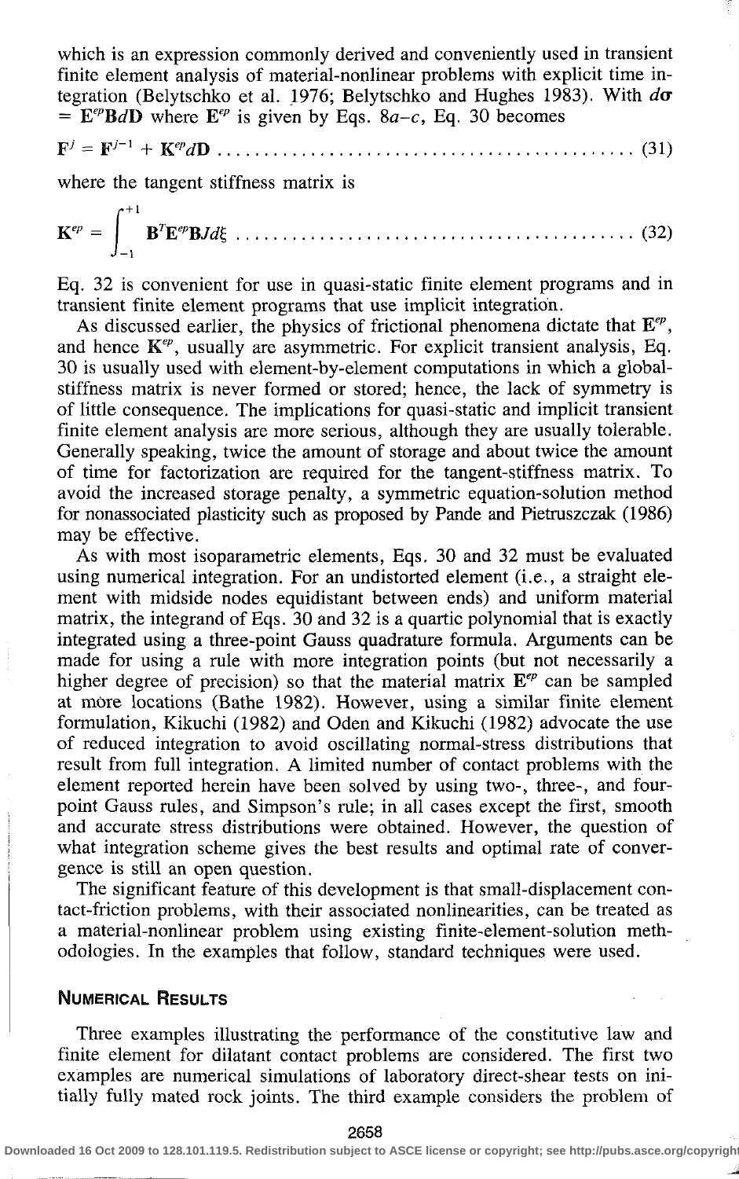which is an expression commonly derived and conveniently used in transient finite element analysis of material-nonlinear problems with explicit time integration (Belytschko et al. 1976; Belytschko and Hughes 1983). With $d\boldsymbol{\sigma} = \mathbf{E}^{ep}\mathbf{B}d\mathbf{D}$ where $\mathbf{E}^{ep}$ is given by Eqs. 8*a–c*, Eq. 30 becomes

$$\mathbf{F}^j = \mathbf{F}^{j-1} + \mathbf{K}^{ep}d\mathbf{D} \qquad (31)$$

where the tangent stiffness matrix is

$$\mathbf{K}^{ep} = \int_{-1}^{+1} \mathbf{B}^T\mathbf{E}^{ep}\mathbf{B}Jd\xi \qquad (32)$$

Eq. 32 is convenient for use in quasi-static finite element programs and in transient finite element programs that use implicit integration.

As discussed earlier, the physics of frictional phenomena dictate that $\mathbf{E}^{ep}$, and hence $\mathbf{K}^{ep}$, usually are asymmetric. For explicit transient analysis, Eq. 30 is usually used with element-by-element computations in which a global-stiffness matrix is never formed or stored; hence, the lack of symmetry is of little consequence. The implications for quasi-static and implicit transient finite element analysis are more serious, although they are usually tolerable. Generally speaking, twice the amount of storage and about twice the amount of time for factorization are required for the tangent-stiffness matrix. To avoid the increased storage penalty, a symmetric equation-solution method for nonassociated plasticity such as proposed by Pande and Pietruszczak (1986) may be effective.

As with most isoparametric elements, Eqs. 30 and 32 must be evaluated using numerical integration. For an undistorted element (i.e., a straight element with midside nodes equidistant between ends) and uniform material matrix, the integrand of Eqs. 30 and 32 is a quartic polynomial that is exactly integrated using a three-point Gauss quadrature formula. Arguments can be made for using a rule with more integration points (but not necessarily a higher degree of precision) so that the material matrix $\mathbf{E}^{ep}$ can be sampled at more locations (Bathe 1982). However, using a similar finite element formulation, Kikuchi (1982) and Oden and Kikuchi (1982) advocate the use of reduced integration to avoid oscillating normal-stress distributions that result from full integration. A limited number of contact problems with the element reported herein have been solved by using two-, three-, and four-point Gauss rules, and Simpson's rule; in all cases except the first, smooth and accurate stress distributions were obtained. However, the question of what integration scheme gives the best results and optimal rate of convergence is still an open question.

The significant feature of this development is that small-displacement contact-friction problems, with their associated nonlinearities, can be treated as a material-nonlinear problem using existing finite-element-solution methodologies. In the examples that follow, standard techniques were used.

## Numerical Results

Three examples illustrating the performance of the constitutive law and finite element for dilatant contact problems are considered. The first two examples are numerical simulations of laboratory direct-shear tests on initially fully mated rock joints. The third example considers the problem of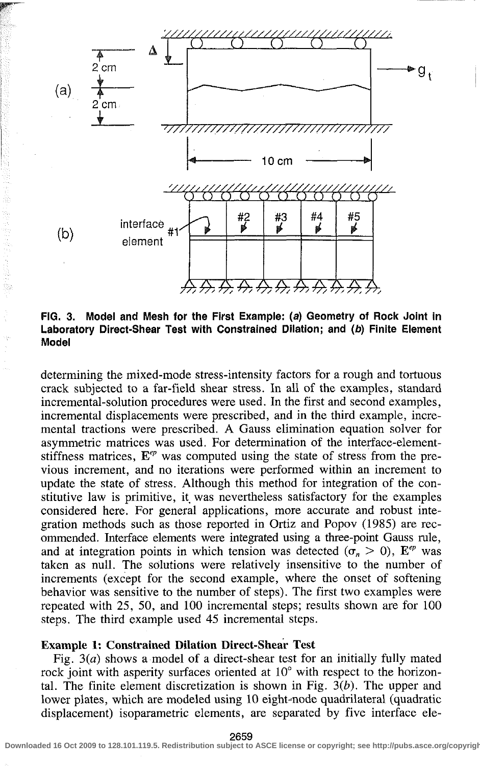FIG. 3. Model and Mesh for the First Example: (*a*) Geometry of Rock Joint in Laboratory Direct-Shear Test with Constrained Dilation; and (*b*) Finite Element Model

determining the mixed-mode stress-intensity factors for a rough and tortuous crack subjected to a far-field shear stress. In all of the examples, standard incremental-solution procedures were used. In the first and second examples, incremental displacements were prescribed, and in the third example, incremental tractions were prescribed. A Gauss elimination equation solver for asymmetric matrices was used. For determination of the interface-element-stiffness matrices, $\mathbf{E}^{ep}$ was computed using the state of stress from the previous increment, and no iterations were performed within an increment to update the state of stress. Although this method for integration of the constitutive law is primitive, it was nevertheless satisfactory for the examples considered here. For general applications, more accurate and robust integration methods such as those reported in Ortiz and Popov (1985) are recommended. Interface elements were integrated using a three-point Gauss rule, and at integration points in which tension was detected ($\sigma_n > 0$), $\mathbf{E}^{ep}$ was taken as null. The solutions were relatively insensitive to the number of increments (except for the second example, where the onset of softening behavior was sensitive to the number of steps). The first two examples were repeated with 25, 50, and 100 incremental steps; results shown are for 100 steps. The third example used 45 incremental steps.

### Example 1: Constrained Dilation Direct-Shear Test

Fig. 3(*a*) shows a model of a direct-shear test for an initially fully mated rock joint with asperity surfaces oriented at 10° with respect to the horizontal. The finite element discretization is shown in Fig. 3(*b*). The upper and lower plates, which are modeled using 10 eight-node quadrilateral (quadratic displacement) isoparametric elements, are separated by five interface ele-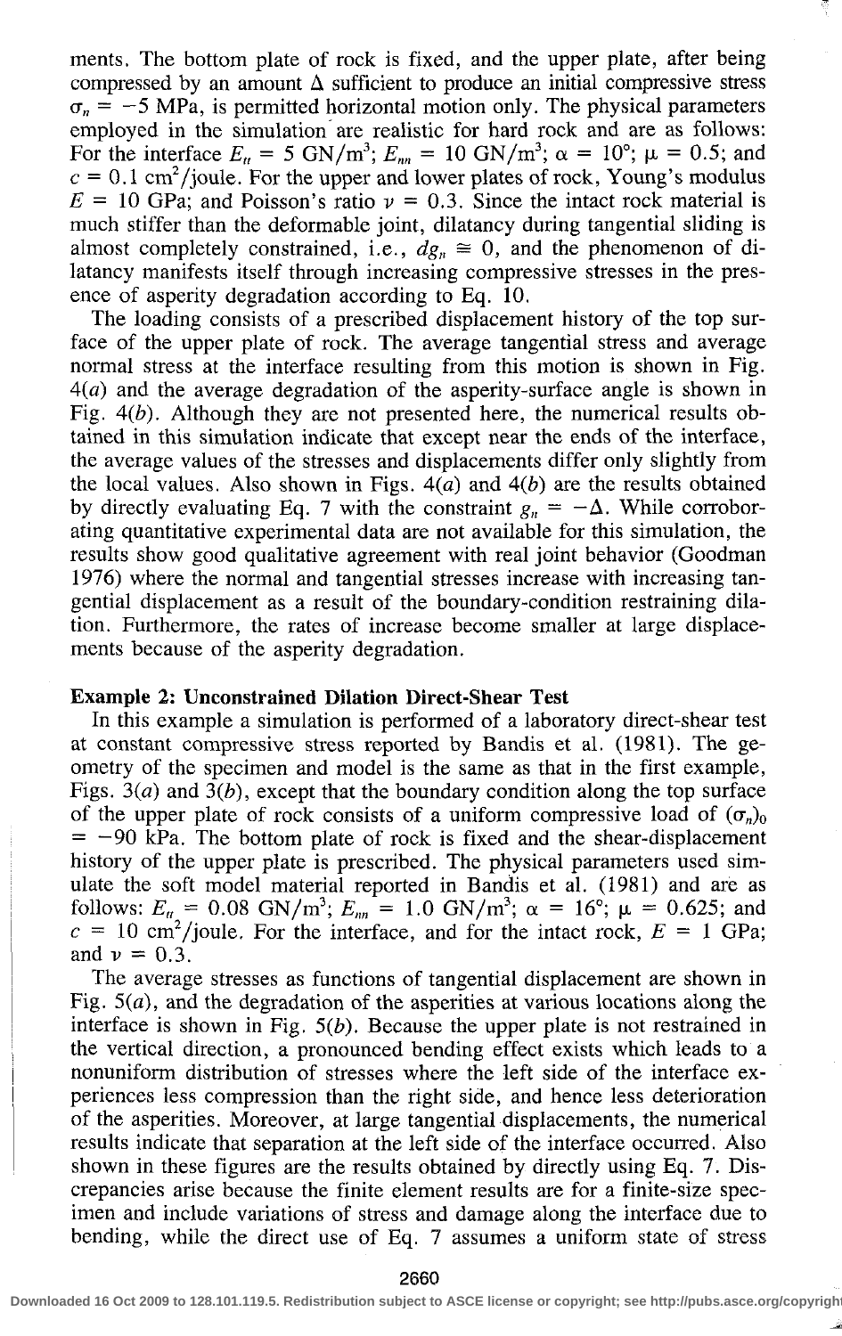ments. The bottom plate of rock is fixed, and the upper plate, after being compressed by an amount $\Delta$ sufficient to produce an initial compressive stress $\sigma_n = -5$ MPa, is permitted horizontal motion only. The physical parameters employed in the simulation are realistic for hard rock and are as follows: For the interface $E_{tt} = 5$ GN/m$^3$; $E_{nn} = 10$ GN/m$^3$; $\alpha = 10°$; $\mu = 0.5$; and $c = 0.1$ cm$^2$/joule. For the upper and lower plates of rock, Young's modulus $E = 10$ GPa; and Poisson's ratio $\nu = 0.3$. Since the intact rock material is much stiffer than the deformable joint, dilatancy during tangential sliding is almost completely constrained, i.e., $dg_n \cong 0$, and the phenomenon of dilatancy manifests itself through increasing compressive stresses in the presence of asperity degradation according to Eq. 10.

The loading consists of a prescribed displacement history of the top surface of the upper plate of rock. The average tangential stress and average normal stress at the interface resulting from this motion is shown in Fig. 4(*a*) and the average degradation of the asperity-surface angle is shown in Fig. 4(*b*). Although they are not presented here, the numerical results obtained in this simulation indicate that except near the ends of the interface, the average values of the stresses and displacements differ only slightly from the local values. Also shown in Figs. 4(*a*) and 4(*b*) are the results obtained by directly evaluating Eq. 7 with the constraint $g_n = -\Delta$. While corroborating quantitative experimental data are not available for this simulation, the results show good qualitative agreement with real joint behavior (Goodman 1976) where the normal and tangential stresses increase with increasing tangential displacement as a result of the boundary-condition restraining dilation. Furthermore, the rates of increase become smaller at large displacements because of the asperity degradation.

**Example 2: Unconstrained Dilation Direct-Shear Test**

In this example a simulation is performed of a laboratory direct-shear test at constant compressive stress reported by Bandis et al. (1981). The geometry of the specimen and model is the same as that in the first example, Figs. 3(*a*) and 3(*b*), except that the boundary condition along the top surface of the upper plate of rock consists of a uniform compressive load of $(\sigma_n)_0 = -90$ kPa. The bottom plate of rock is fixed and the shear-displacement history of the upper plate is prescribed. The physical parameters used simulate the soft model material reported in Bandis et al. (1981) and are as follows: $E_{tt} = 0.08$ GN/m$^3$; $E_{nn} = 1.0$ GN/m$^3$; $\alpha = 16°$; $\mu = 0.625$; and $c = 10$ cm$^2$/joule. For the interface, and for the intact rock, $E = 1$ GPa; and $\nu = 0.3$.

The average stresses as functions of tangential displacement are shown in Fig. 5(*a*), and the degradation of the asperities at various locations along the interface is shown in Fig. 5(*b*). Because the upper plate is not restrained in the vertical direction, a pronounced bending effect exists which leads to a nonuniform distribution of stresses where the left side of the interface experiences less compression than the right side, and hence less deterioration of the asperities. Moreover, at large tangential displacements, the numerical results indicate that separation at the left side of the interface occurred. Also shown in these figures are the results obtained by directly using Eq. 7. Discrepancies arise because the finite element results are for a finite-size specimen and include variations of stress and damage along the interface due to bending, while the direct use of Eq. 7 assumes a uniform state of stress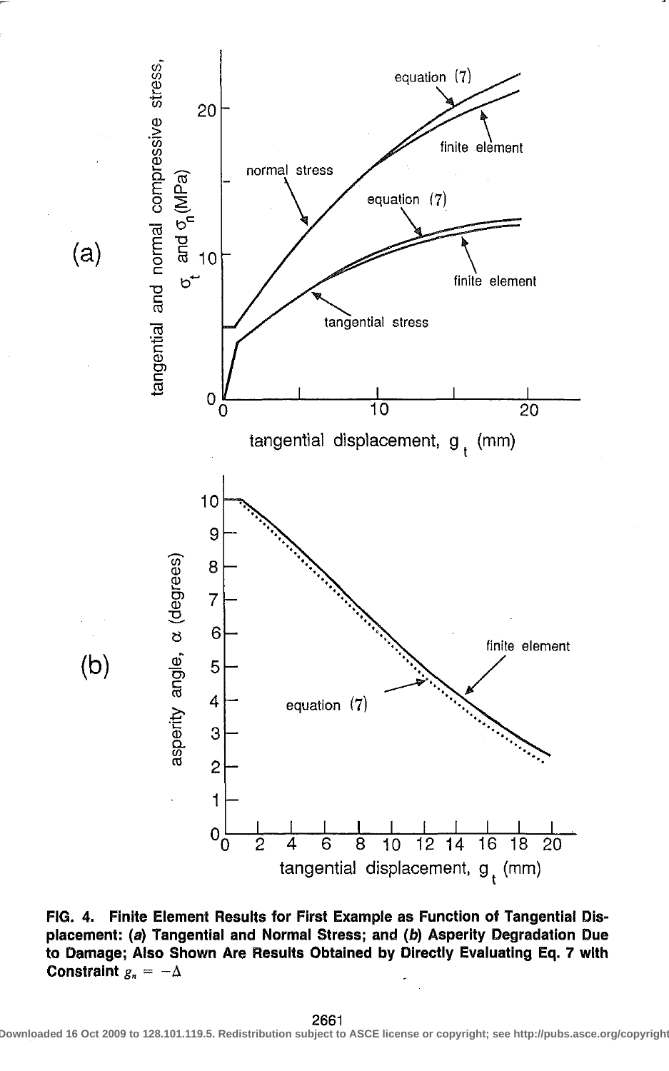FIG. 4. Finite Element Results for First Example as Function of Tangential Displacement: (*a*) Tangential and Normal Stress; and (*b*) Asperity Degradation Due to Damage; Also Shown Are Results Obtained by Directly Evaluating Eq. 7 with Constraint $g_n = -\Delta$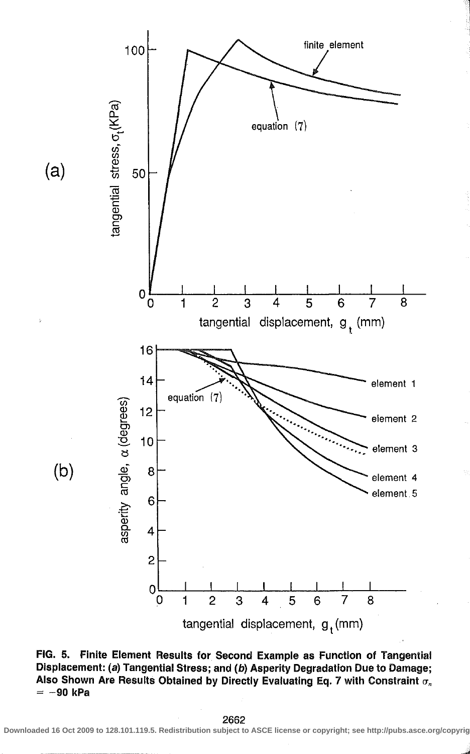**FIG. 5. Finite Element Results for Second Example as Function of Tangential Displacement: (*a*) Tangential Stress; and (*b*) Asperity Degradation Due to Damage; Also Shown Are Results Obtained by Directly Evaluating Eq. 7 with Constraint $\sigma_n = -90$ kPa**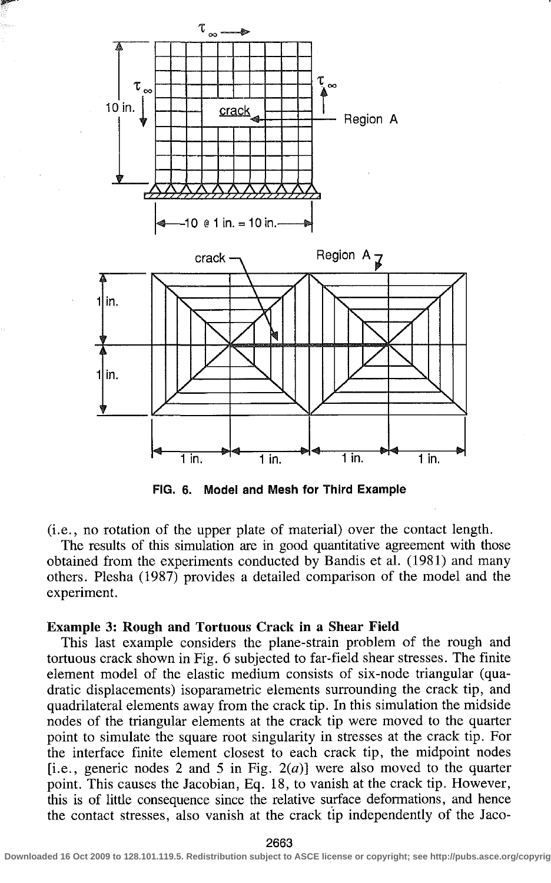FIG. 6. Model and Mesh for Third Example

(i.e., no rotation of the upper plate of material) over the contact length.

The results of this simulation are in good quantitative agreement with those obtained from the experiments conducted by Bandis et al. (1981) and many others. Plesha (1987) provides a detailed comparison of the model and the experiment.

**Example 3: Rough and Tortuous Crack in a Shear Field**

This last example considers the plane-strain problem of the rough and tortuous crack shown in Fig. 6 subjected to far-field shear stresses. The finite element model of the elastic medium consists of six-node triangular (quadratic displacements) isoparametric elements surrounding the crack tip, and quadrilateral elements away from the crack tip. In this simulation the midside nodes of the triangular elements at the crack tip were moved to the quarter point to simulate the square root singularity in stresses at the crack tip. For the interface finite element closest to each crack tip, the midpoint nodes [i.e., generic nodes 2 and 5 in Fig. 2(*a*)] were also moved to the quarter point. This causes the Jacobian, Eq. 18, to vanish at the crack tip. However, this is of little consequence since the relative surface deformations, and hence the contact stresses, also vanish at the crack tip independently of the Jaco-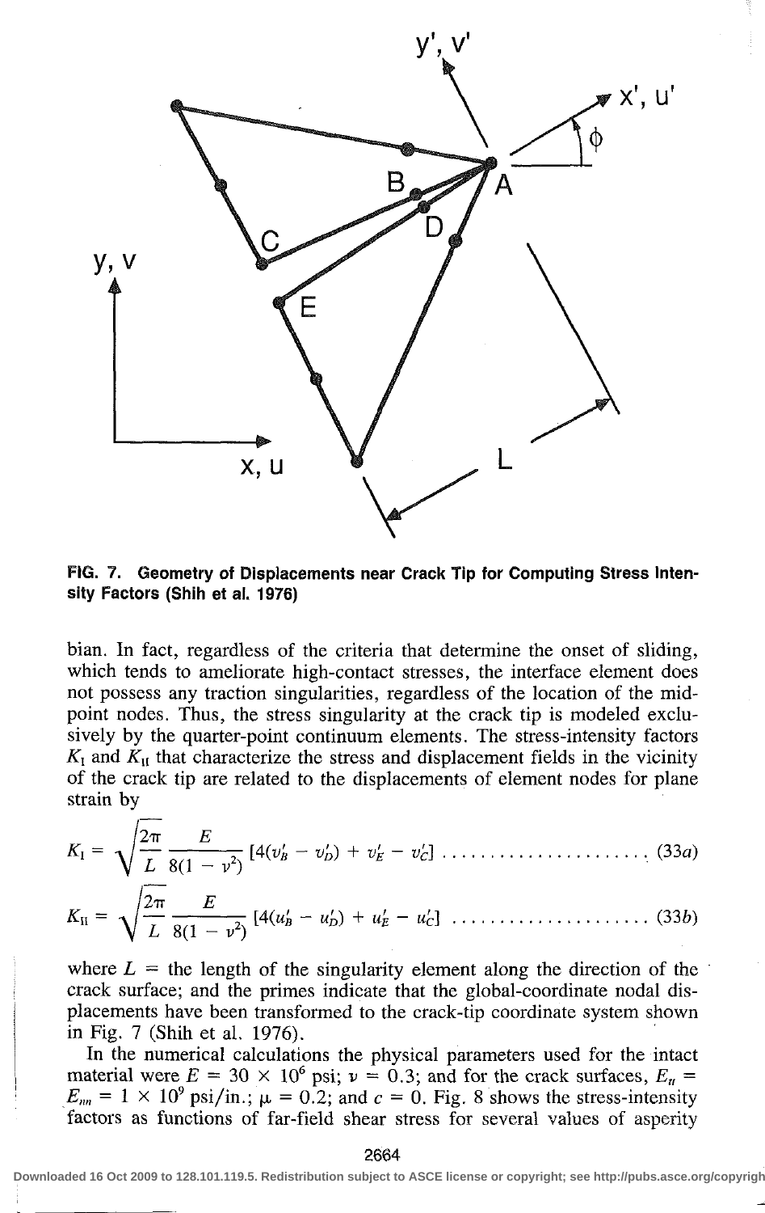FIG. 7. Geometry of Displacements near Crack Tip for Computing Stress Intensity Factors (Shih et al. 1976)

bian. In fact, regardless of the criteria that determine the onset of sliding, which tends to ameliorate high-contact stresses, the interface element does not possess any traction singularities, regardless of the location of the midpoint nodes. Thus, the stress singularity at the crack tip is modeled exclusively by the quarter-point continuum elements. The stress-intensity factors $K_{\mathrm{I}}$ and $K_{\mathrm{II}}$ that characterize the stress and displacement fields in the vicinity of the crack tip are related to the displacements of element nodes for plane strain by

$$K_{\mathrm{I}} = \sqrt{\frac{2\pi}{L}} \frac{E}{8(1-\nu^2)} [4(v'_B - v'_D) + v'_E - v'_C] \quad \text{(33a)}$$

$$K_{\mathrm{II}} = \sqrt{\frac{2\pi}{L}} \frac{E}{8(1-\nu^2)} [4(u'_B - u'_D) + u'_E - u'_C] \quad \text{(33b)}$$

where $L$ = the length of the singularity element along the direction of the crack surface; and the primes indicate that the global-coordinate nodal displacements have been transformed to the crack-tip coordinate system shown in Fig. 7 (Shih et al. 1976).

In the numerical calculations the physical parameters used for the intact material were $E = 30 \times 10^6$ psi; $\nu = 0.3$; and for the crack surfaces, $E_{tt} = E_{nn} = 1 \times 10^9$ psi/in.; $\mu = 0.2$; and $c = 0$. Fig. 8 shows the stress-intensity factors as functions of far-field shear stress for several values of asperity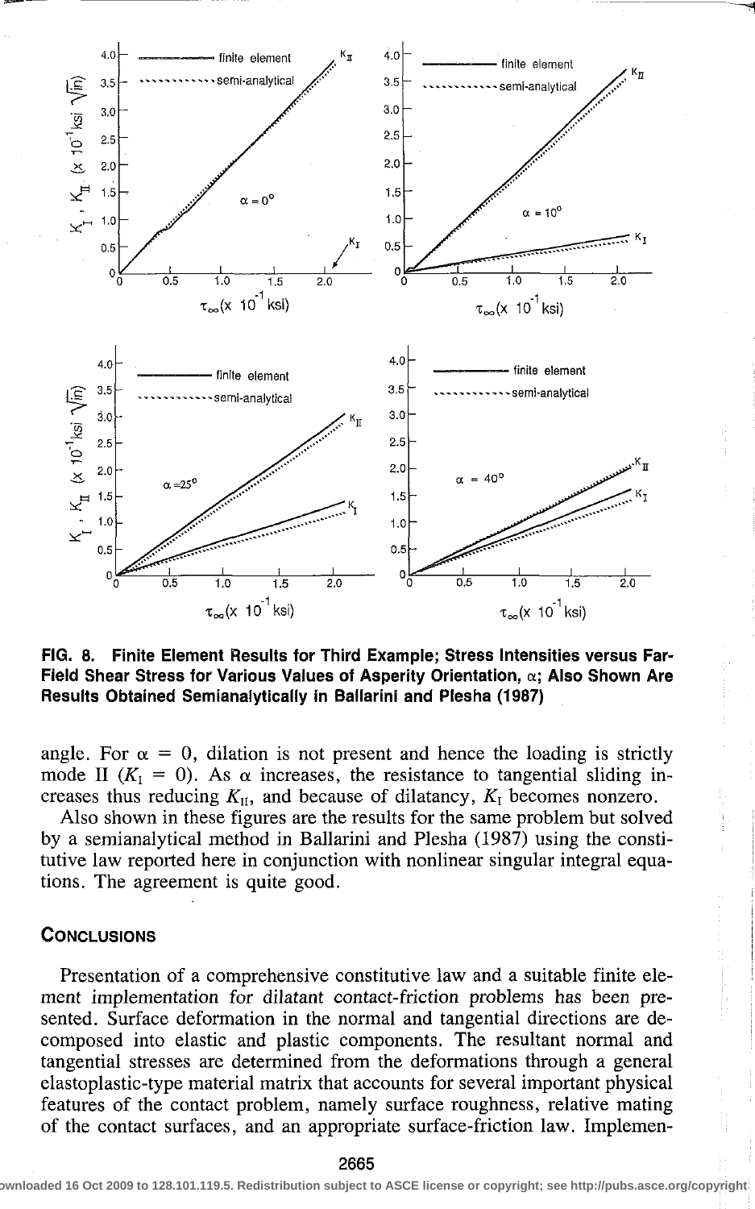**FIG. 8. Finite Element Results for Third Example; Stress Intensities versus Far-Field Shear Stress for Various Values of Asperity Orientation, $\alpha$; Also Shown Are Results Obtained Semianalytically in Ballarini and Plesha (1987)**

angle. For $\alpha = 0$, dilation is not present and hence the loading is strictly mode II ($K_I = 0$). As $\alpha$ increases, the resistance to tangential sliding increases thus reducing $K_{II}$, and because of dilatancy, $K_I$ becomes nonzero.

Also shown in these figures are the results for the same problem but solved by a semianalytical method in Ballarini and Plesha (1987) using the constitutive law reported here in conjunction with nonlinear singular integral equations. The agreement is quite good.

## Conclusions

Presentation of a comprehensive constitutive law and a suitable finite element implementation for dilatant contact-friction problems has been presented. Surface deformation in the normal and tangential directions are decomposed into elastic and plastic components. The resultant normal and tangential stresses are determined from the deformations through a general elastoplastic-type material matrix that accounts for several important physical features of the contact problem, namely surface roughness, relative mating of the contact surfaces, and an appropriate surface-friction law. Implemen-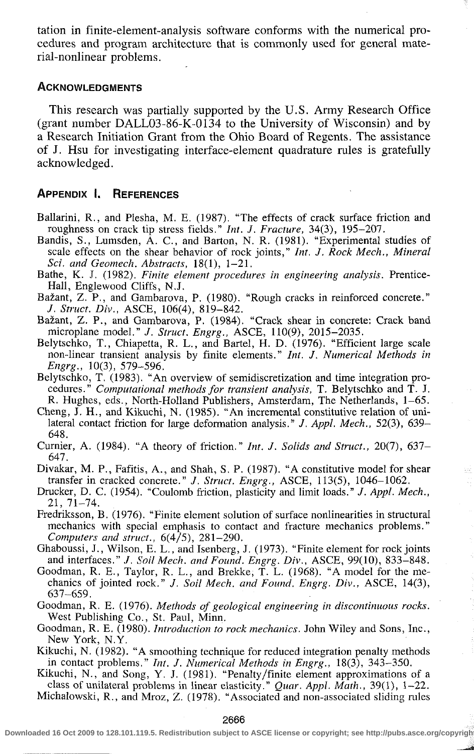tation in finite-element-analysis software conforms with the numerical procedures and program architecture that is commonly used for general material-nonlinear problems.

## Acknowledgments

This research was partially supported by the U.S. Army Research Office (grant number DALL03-86-K-0134 to the University of Wisconsin) and by a Research Initiation Grant from the Ohio Board of Regents. The assistance of J. Hsu for investigating interface-element quadrature rules is gratefully acknowledged.

## Appendix I. References

Ballarini, R., and Plesha, M. E. (1987). "The effects of crack surface friction and roughness on crack tip stress fields." *Int. J. Fracture,* 34(3), 195–207.

Bandis, S., Lumsden, A. C., and Barton, N. R. (1981). "Experimental studies of scale effects on the shear behavior of rock joints," *Int. J. Rock Mech., Mineral Sci. and Geomech. Abstracts,* 18(1), 1–21.

Bathe, K. J. (1982). *Finite element procedures in engineering analysis.* Prentice-Hall, Englewood Cliffs, N.J.

Bažant, Z. P., and Gambarova, P. (1980). "Rough cracks in reinforced concrete." *J. Struct. Div.,* ASCE, 106(4), 819–842.

Bažant, Z. P., and Gambarova, P. (1984). "Crack shear in concrete: Crack band microplane model." *J. Struct. Engrg.,* ASCE, 110(9), 2015–2035.

Belytschko, T., Chiapetta, R. L., and Bartel, H. D. (1976). "Efficient large scale non-linear transient analysis by finite elements." *Int. J. Numerical Methods in Engrg.,* 10(3), 579–596.

Belytschko, T. (1983). "An overview of semidiscretization and time integration procedures." *Computational methods for transient analysis,* T. Belytschko and T. J. R. Hughes, eds., North-Holland Publishers, Amsterdam, The Netherlands, 1–65.

Cheng, J. H., and Kikuchi, N. (1985). "An incremental constitutive relation of unilateral contact friction for large deformation analysis." *J. Appl. Mech.,* 52(3), 639–648.

Curnier, A. (1984). "A theory of friction." *Int. J. Solids and Struct.,* 20(7), 637–647.

Divakar, M. P., Fafitis, A., and Shah, S. P. (1987). "A constitutive model for shear transfer in cracked concrete." *J. Struct. Engrg.,* ASCE, 113(5), 1046–1062.

Drucker, D. C. (1954). "Coulomb friction, plasticity and limit loads." *J. Appl. Mech.,* 21, 71–74.

Fredriksson, B. (1976). "Finite element solution of surface nonlinearities in structural mechanics with special emphasis to contact and fracture mechanics problems." *Computers and struct.,* 6(4/5), 281–290.

Ghaboussi, J., Wilson, E. L., and Isenberg, J. (1973). "Finite element for rock joints and interfaces." *J. Soil Mech. and Found. Engrg. Div.,* ASCE, 99(10), 833–848.

Goodman, R. E., Taylor, R. L., and Brekke, T. L. (1968). "A model for the mechanics of jointed rock." *J. Soil Mech. and Found. Engrg. Div.,* ASCE, 14(3), 637–659.

Goodman, R. E. (1976). *Methods of geological engineering in discontinuous rocks.* West Publishing Co., St. Paul, Minn.

Goodman, R. E. (1980). *Introduction to rock mechanics.* John Wiley and Sons, Inc., New York, N.Y.

Kikuchi, N. (1982). "A smoothing technique for reduced integration penalty methods in contact problems." *Int. J. Numerical Methods in Engrg.,* 18(3), 343–350.

Kikuchi, N., and Song, Y. J. (1981). "Penalty/finite element approximations of a class of unilateral problems in linear elasticity." *Quar. Appl. Math.,* 39(1), 1–22.

Michalowski, R., and Mroz, Z. (1978). "Associated and non-associated sliding rules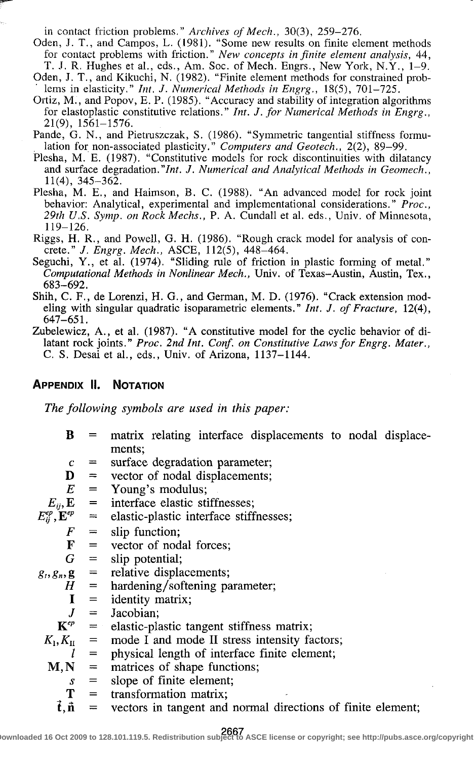in contact friction problems." *Archives of Mech.*, 30(3), 259–276.

Oden, J. T., and Campos, L. (1981). "Some new results on finite element methods for contact problems with friction." *New concepts in finite element analysis*, 44, T. J. R. Hughes et al., eds., Am. Soc. of Mech. Engrs., New York, N.Y., 1–9.

Oden, J. T., and Kikuchi, N. (1982). "Finite element methods for constrained problems in elasticity." *Int. J. Numerical Methods in Engrg.*, 18(5), 701–725.

Ortiz, M., and Popov, E. P. (1985). "Accuracy and stability of integration algorithms for elastoplastic constitutive relations." *Int. J. for Numerical Methods in Engrg.*, 21(9), 1561–1576.

Pande, G. N., and Pietruszczak, S. (1986). "Symmetric tangential stiffness formulation for non-associated plasticity." *Computers and Geotech.*, 2(2), 89–99.

Plesha, M. E. (1987). "Constitutive models for rock discontinuities with dilatancy and surface degradation." *Int. J. Numerical and Analytical Methods in Geomech.*, 11(4), 345–362.

Plesha, M. E., and Haimson, B. C. (1988). "An advanced model for rock joint behavior: Analytical, experimental and implementational considerations." *Proc., 29th U.S. Symp. on Rock Mechs.*, P. A. Cundall et al. eds., Univ. of Minnesota, 119–126.

Riggs, H. R., and Powell, G. H. (1986). "Rough crack model for analysis of concrete." *J. Engrg. Mech.*, ASCE, 112(5), 448–464.

Seguchi, Y., et al. (1974). "Sliding rule of friction in plastic forming of metal." *Computational Methods in Nonlinear Mech.*, Univ. of Texas–Austin, Austin, Tex., 683–692.

Shih, C. F., de Lorenzi, H. G., and German, M. D. (1976). "Crack extension modeling with singular quadratic isoparametric elements." *Int. J. of Fracture*, 12(4), 647–651.

Zubelewicz, A., et al. (1987). "A constitutive model for the cyclic behavior of dilatant rock joints." *Proc. 2nd Int. Conf. on Constitutive Laws for Engrg. Mater.*, C. S. Desai et al., eds., Univ. of Arizona, 1137–1144.

## Appendix II. Notation

*The following symbols are used in this paper:*

- $\mathbf{B}$ = matrix relating interface displacements to nodal displacements;
- $c$ = surface degradation parameter;
- $\mathbf{D}$ = vector of nodal displacements;
- $E$ = Young's modulus;
- $E_{ij}, \mathbf{E}$ = interface elastic stiffnesses;
- $E_{ij}^{ep}, \mathbf{E}^{ep}$ = elastic-plastic interface stiffnesses;
- $F$ = slip function;
- $\mathbf{F}$ = vector of nodal forces;
- $G$ = slip potential;
- $g_t, g_n, \mathbf{g}$ = relative displacements;
- $H$ = hardening/softening parameter;
- $\mathbf{I}$ = identity matrix;
- $J$ = Jacobian;
- $\mathbf{K}^{ep}$ = elastic-plastic tangent stiffness matrix;
- $K_{\mathrm{I}}, K_{\mathrm{II}}$ = mode I and mode II stress intensity factors;
- $l$ = physical length of interface finite element;
- $\mathbf{M}, \mathbf{N}$ = matrices of shape functions;
- $s$ = slope of finite element;
- $\mathbf{T}$ = transformation matrix;
- $\vec{\mathbf{t}}, \vec{\mathbf{n}}$ = vectors in tangent and normal directions of finite element;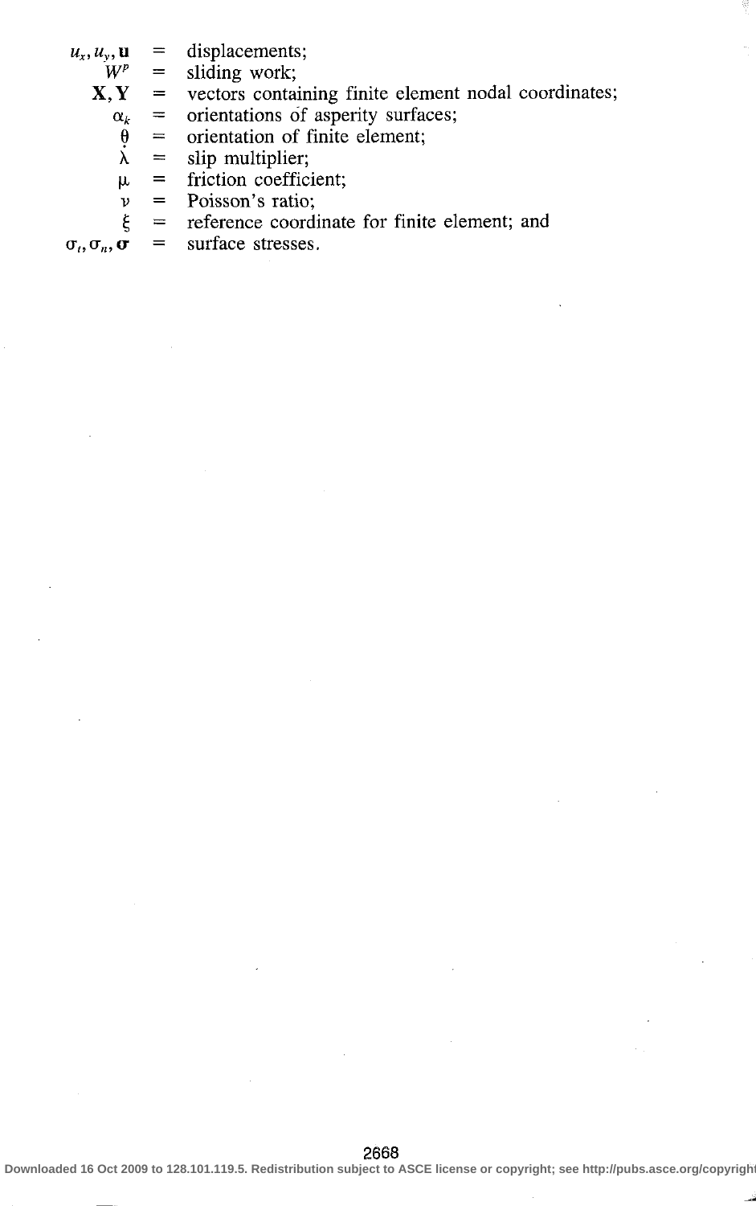$u_x, u_y, \mathbf{u}$ = displacements;

$W^p$ = sliding work;

$\mathbf{X}, \mathbf{Y}$ = vectors containing finite element nodal coordinates;

$\alpha_k$ = orientations of asperity surfaces;

$\theta$ = orientation of finite element;

$\dot{\lambda}$ = slip multiplier;

$\mu$ = friction coefficient;

$\nu$ = Poisson's ratio;

$\xi$ = reference coordinate for finite element; and

$\sigma_t, \sigma_n, \boldsymbol{\sigma}$ = surface stresses.